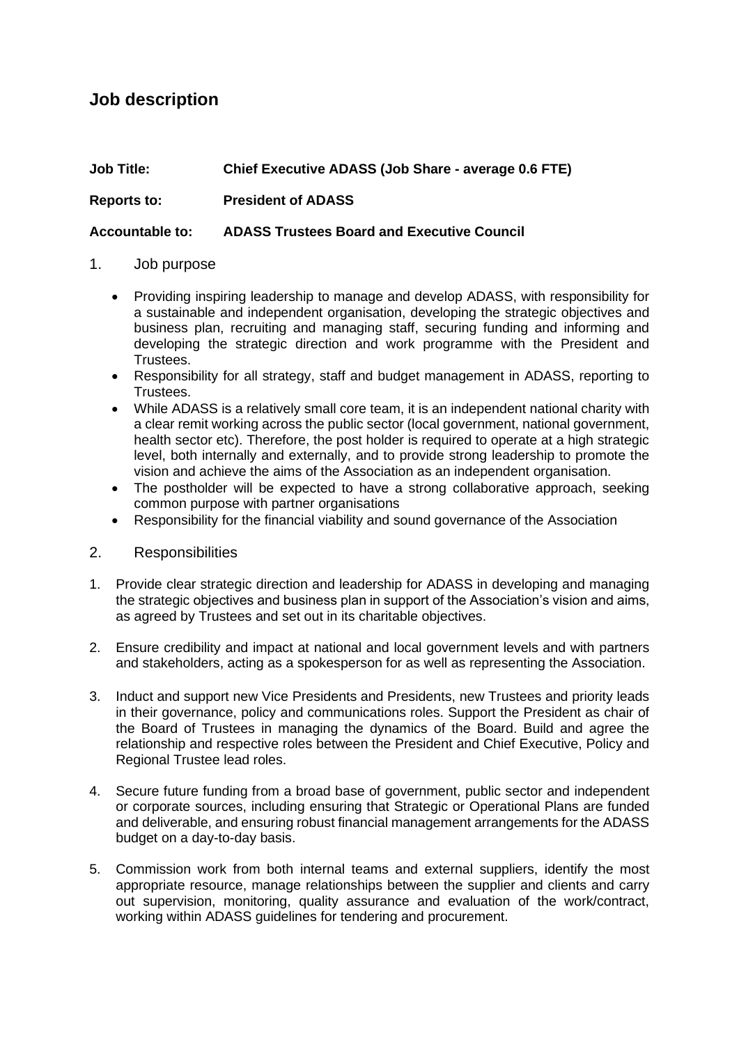# Job description

**Job Title:** **Chief Executive ADASS (Job Share - average 0.6 FTE)**

**Reports to:** **President of ADASS**

**Accountable to:** **ADASS Trustees Board and Executive Council**

## 1. Job purpose

- Providing inspiring leadership to manage and develop ADASS, with responsibility for a sustainable and independent organisation, developing the strategic objectives and business plan, recruiting and managing staff, securing funding and informing and developing the strategic direction and work programme with the President and Trustees.
- Responsibility for all strategy, staff and budget management in ADASS, reporting to Trustees.
- While ADASS is a relatively small core team, it is an independent national charity with a clear remit working across the public sector (local government, national government, health sector etc). Therefore, the post holder is required to operate at a high strategic level, both internally and externally, and to provide strong leadership to promote the vision and achieve the aims of the Association as an independent organisation.
- The postholder will be expected to have a strong collaborative approach, seeking common purpose with partner organisations
- Responsibility for the financial viability and sound governance of the Association

## 2. Responsibilities

1. Provide clear strategic direction and leadership for ADASS in developing and managing the strategic objectives and business plan in support of the Association's vision and aims, as agreed by Trustees and set out in its charitable objectives.

2. Ensure credibility and impact at national and local government levels and with partners and stakeholders, acting as a spokesperson for as well as representing the Association.

3. Induct and support new Vice Presidents and Presidents, new Trustees and priority leads in their governance, policy and communications roles. Support the President as chair of the Board of Trustees in managing the dynamics of the Board. Build and agree the relationship and respective roles between the President and Chief Executive, Policy and Regional Trustee lead roles.

4. Secure future funding from a broad base of government, public sector and independent or corporate sources, including ensuring that Strategic or Operational Plans are funded and deliverable, and ensuring robust financial management arrangements for the ADASS budget on a day-to-day basis.

5. Commission work from both internal teams and external suppliers, identify the most appropriate resource, manage relationships between the supplier and clients and carry out supervision, monitoring, quality assurance and evaluation of the work/contract, working within ADASS guidelines for tendering and procurement.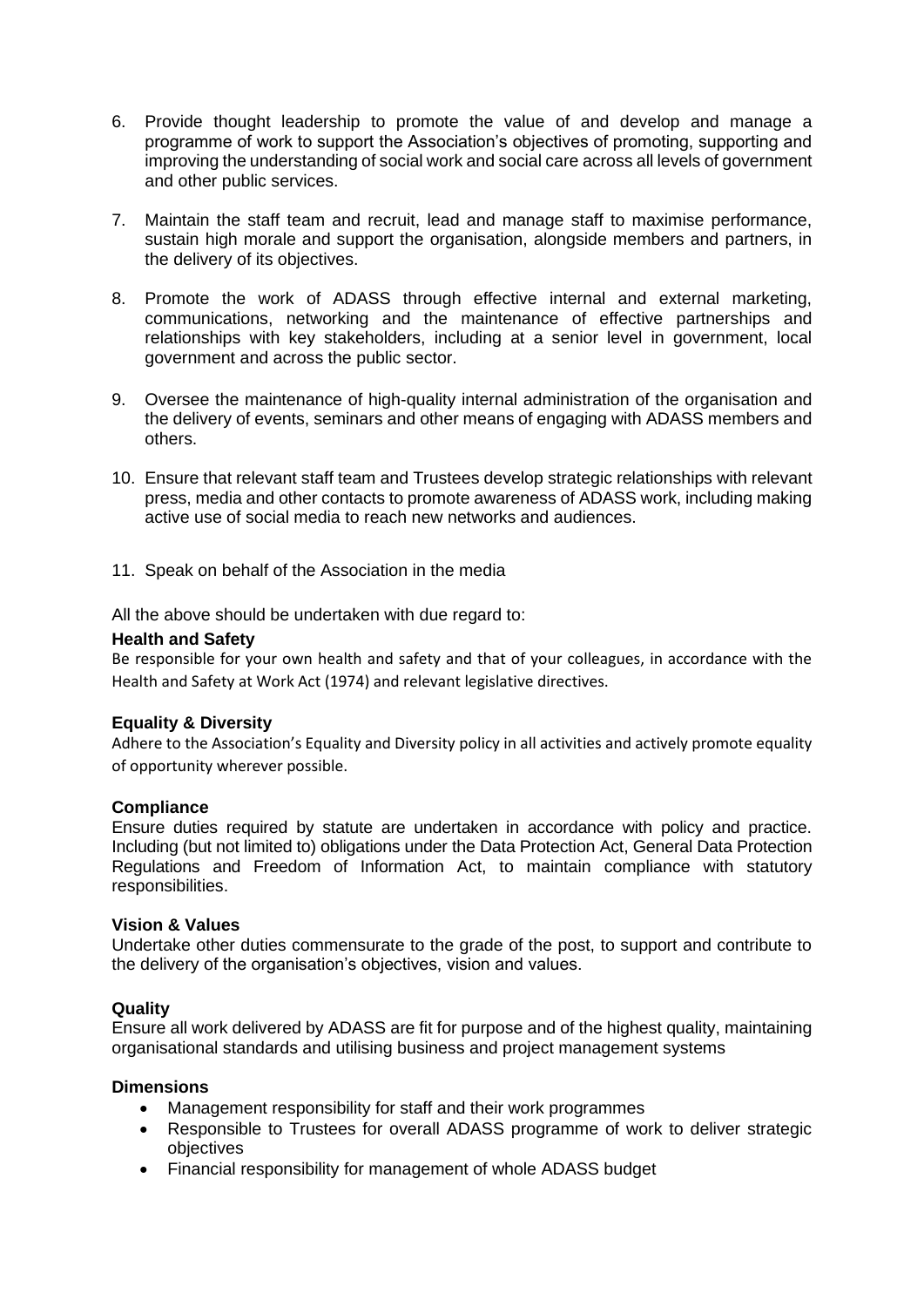6. Provide thought leadership to promote the value of and develop and manage a programme of work to support the Association's objectives of promoting, supporting and improving the understanding of social work and social care across all levels of government and other public services.

7. Maintain the staff team and recruit, lead and manage staff to maximise performance, sustain high morale and support the organisation, alongside members and partners, in the delivery of its objectives.

8. Promote the work of ADASS through effective internal and external marketing, communications, networking and the maintenance of effective partnerships and relationships with key stakeholders, including at a senior level in government, local government and across the public sector.

9. Oversee the maintenance of high-quality internal administration of the organisation and the delivery of events, seminars and other means of engaging with ADASS members and others.

10. Ensure that relevant staff team and Trustees develop strategic relationships with relevant press, media and other contacts to promote awareness of ADASS work, including making active use of social media to reach new networks and audiences.

11. Speak on behalf of the Association in the media

All the above should be undertaken with due regard to:

**Health and Safety**

Be responsible for your own health and safety and that of your colleagues, in accordance with the Health and Safety at Work Act (1974) and relevant legislative directives.

**Equality & Diversity**

Adhere to the Association's Equality and Diversity policy in all activities and actively promote equality of opportunity wherever possible.

**Compliance**

Ensure duties required by statute are undertaken in accordance with policy and practice. Including (but not limited to) obligations under the Data Protection Act, General Data Protection Regulations and Freedom of Information Act, to maintain compliance with statutory responsibilities.

**Vision & Values**

Undertake other duties commensurate to the grade of the post, to support and contribute to the delivery of the organisation's objectives, vision and values.

**Quality**

Ensure all work delivered by ADASS are fit for purpose and of the highest quality, maintaining organisational standards and utilising business and project management systems

**Dimensions**

- Management responsibility for staff and their work programmes
- Responsible to Trustees for overall ADASS programme of work to deliver strategic objectives
- Financial responsibility for management of whole ADASS budget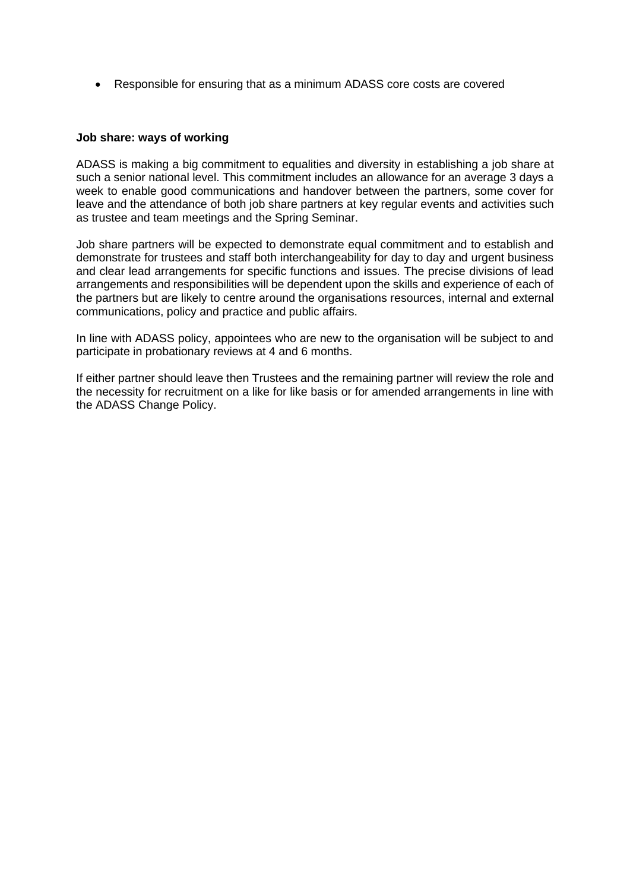- Responsible for ensuring that as a minimum ADASS core costs are covered

**Job share: ways of working**

ADASS is making a big commitment to equalities and diversity in establishing a job share at such a senior national level. This commitment includes an allowance for an average 3 days a week to enable good communications and handover between the partners, some cover for leave and the attendance of both job share partners at key regular events and activities such as trustee and team meetings and the Spring Seminar.

Job share partners will be expected to demonstrate equal commitment and to establish and demonstrate for trustees and staff both interchangeability for day to day and urgent business and clear lead arrangements for specific functions and issues. The precise divisions of lead arrangements and responsibilities will be dependent upon the skills and experience of each of the partners but are likely to centre around the organisations resources, internal and external communications, policy and practice and public affairs.

In line with ADASS policy, appointees who are new to the organisation will be subject to and participate in probationary reviews at 4 and 6 months.

If either partner should leave then Trustees and the remaining partner will review the role and the necessity for recruitment on a like for like basis or for amended arrangements in line with the ADASS Change Policy.